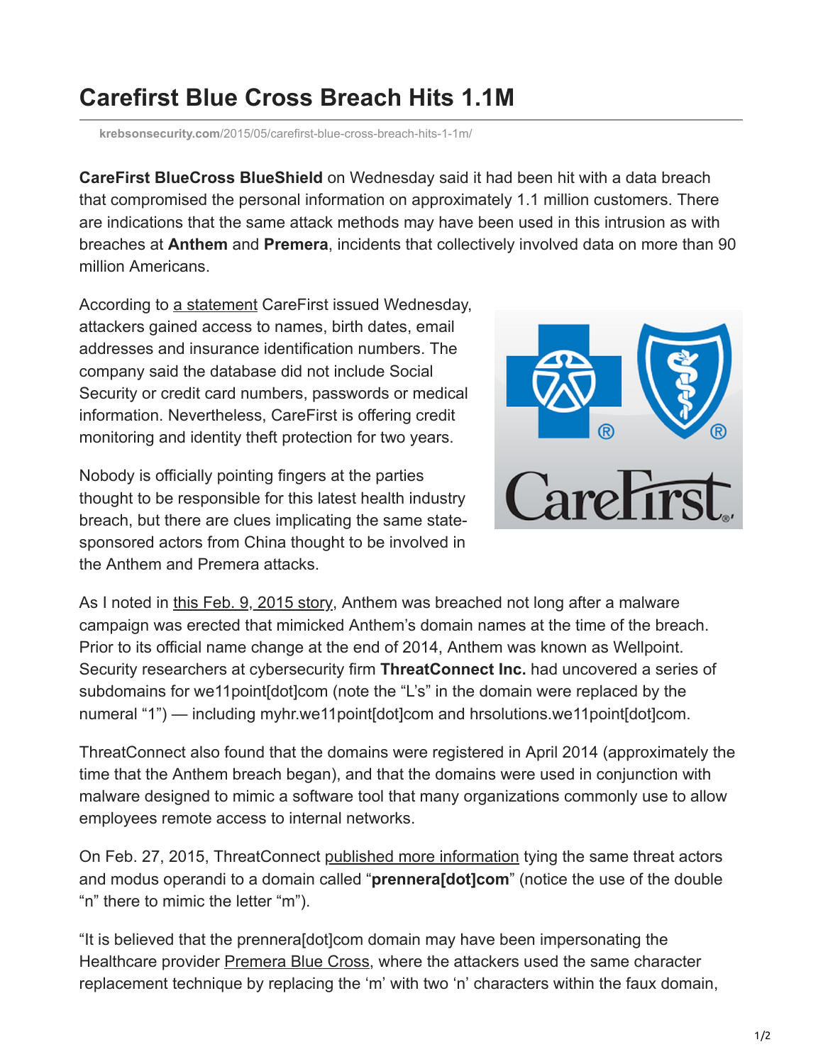# Carefirst Blue Cross Breach Hits 1.1M

krebsonsecurity.com/2015/05/carefirst-blue-cross-breach-hits-1-1m/

**CareFirst BlueCross BlueShield** on Wednesday said it had been hit with a data breach that compromised the personal information on approximately 1.1 million customers. There are indications that the same attack methods may have been used in this intrusion as with breaches at **Anthem** and **Premera**, incidents that collectively involved data on more than 90 million Americans.

According to a statement CareFirst issued Wednesday, attackers gained access to names, birth dates, email addresses and insurance identification numbers. The company said the database did not include Social Security or credit card numbers, passwords or medical information. Nevertheless, CareFirst is offering credit monitoring and identity theft protection for two years.

Nobody is officially pointing fingers at the parties thought to be responsible for this latest health industry breach, but there are clues implicating the same state-sponsored actors from China thought to be involved in the Anthem and Premera attacks.

As I noted in this Feb. 9, 2015 story, Anthem was breached not long after a malware campaign was erected that mimicked Anthem's domain names at the time of the breach. Prior to its official name change at the end of 2014, Anthem was known as Wellpoint. Security researchers at cybersecurity firm **ThreatConnect Inc.** had uncovered a series of subdomains for we11point[dot]com (note the "L's" in the domain were replaced by the numeral "1") — including myhr.we11point[dot]com and hrsolutions.we11point[dot]com.

ThreatConnect also found that the domains were registered in April 2014 (approximately the time that the Anthem breach began), and that the domains were used in conjunction with malware designed to mimic a software tool that many organizations commonly use to allow employees remote access to internal networks.

On Feb. 27, 2015, ThreatConnect published more information tying the same threat actors and modus operandi to a domain called "**prennera[dot]com**" (notice the use of the double "n" there to mimic the letter "m").

"It is believed that the prennera[dot]com domain may have been impersonating the Healthcare provider Premera Blue Cross, where the attackers used the same character replacement technique by replacing the 'm' with two 'n' characters within the faux domain,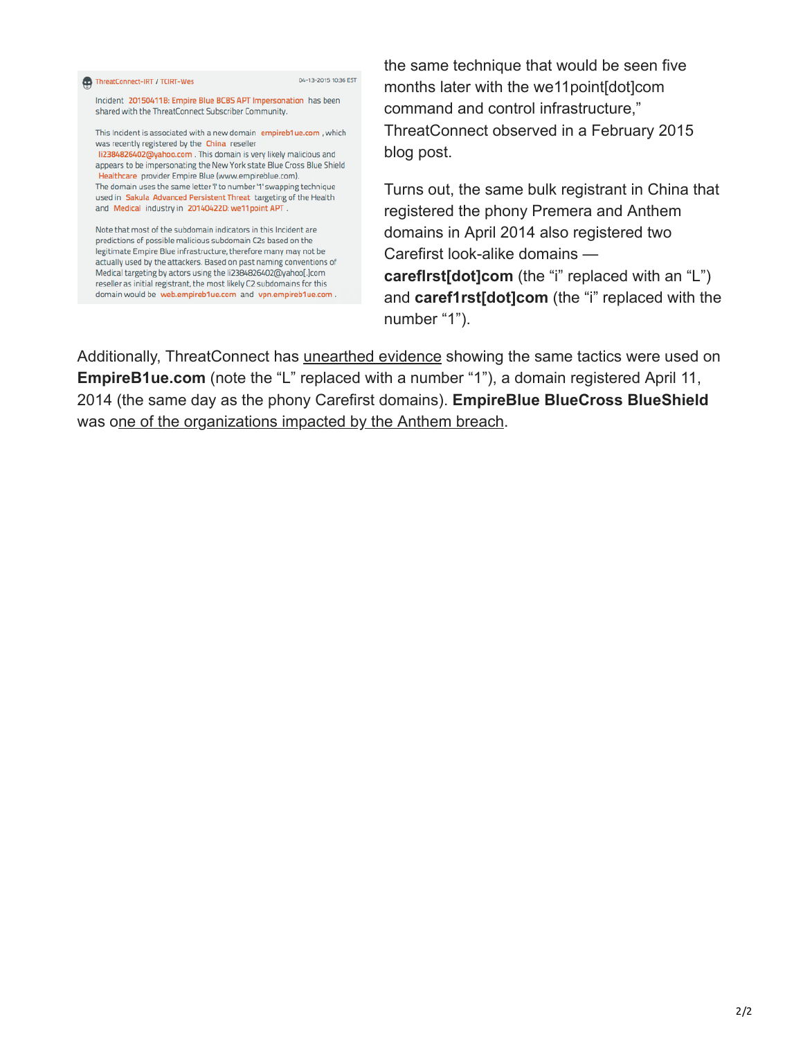ThreatConnect-IRT / TCIRT-Wes 04-13-2015 10:36 EST

Incident 20150411B: Empire Blue BCBS APT Impersonation has been shared with the ThreatConnect Subscriber Community.

This Incident is associated with a new domain empireb1ue.com , which was recently registered by the China reseller li2384826402@yahoo.com . This domain is very likely malicious and appears to be impersonating the New York state Blue Cross Blue Shield Healthcare provider Empire Blue (www.empireblue.com). The domain uses the same letter 'l' to number '1' swapping technique used in Sakula Advanced Persistent Threat targeting of the Health and Medical industry in 20140422D: we11point APT .

Note that most of the subdomain indicators in this Incident are predictions of possible malicious subdomain C2s based on the legitimate Empire Blue infrastructure, therefore many may not be actually used by the attackers. Based on past naming conventions of Medical targeting by actors using the li2384826402@yahoo[.]com reseller as initial registrant, the most likely C2 subdomains for this domain would be web.empireb1ue.com and vpn.empireb1ue.com .

the same technique that would be seen five months later with the we11point[dot]com command and control infrastructure," ThreatConnect observed in a February 2015 blog post.

Turns out, the same bulk registrant in China that registered the phony Premera and Anthem domains in April 2014 also registered two Carefirst look-alike domains — **careflrst[dot]com** (the "i" replaced with an "L") and **caref1rst[dot]com** (the "i" replaced with the number "1").

Additionally, ThreatConnect has unearthed evidence showing the same tactics were used on **EmpireB1ue.com** (note the "L" replaced with a number "1"), a domain registered April 11, 2014 (the same day as the phony Carefirst domains). **EmpireBlue BlueCross BlueShield** was one of the organizations impacted by the Anthem breach.